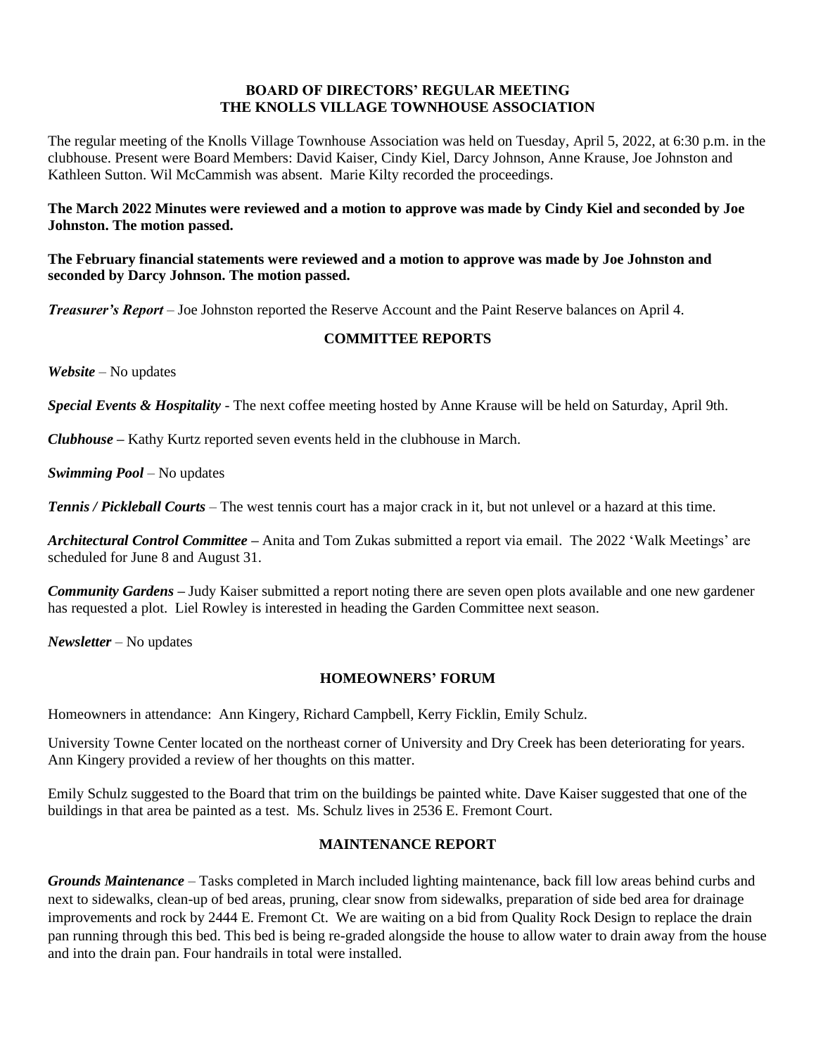**BOARD OF DIRECTORS' REGULAR MEETING**
**THE KNOLLS VILLAGE TOWNHOUSE ASSOCIATION**

The regular meeting of the Knolls Village Townhouse Association was held on Tuesday, April 5, 2022, at 6:30 p.m. in the clubhouse. Present were Board Members: David Kaiser, Cindy Kiel, Darcy Johnson, Anne Krause, Joe Johnston and Kathleen Sutton. Wil McCammish was absent. Marie Kilty recorded the proceedings.

**The March 2022 Minutes were reviewed and a motion to approve was made by Cindy Kiel and seconded by Joe Johnston. The motion passed.**

**The February financial statements were reviewed and a motion to approve was made by Joe Johnston and seconded by Darcy Johnson. The motion passed.**

***Treasurer's Report*** – Joe Johnston reported the Reserve Account and the Paint Reserve balances on April 4.

## COMMITTEE REPORTS

***Website*** – No updates

***Special Events & Hospitality*** - The next coffee meeting hosted by Anne Krause will be held on Saturday, April 9th.

***Clubhouse*** **–** Kathy Kurtz reported seven events held in the clubhouse in March.

***Swimming Pool*** – No updates

***Tennis / Pickleball Courts*** – The west tennis court has a major crack in it, but not unlevel or a hazard at this time.

***Architectural Control Committee*** **–** Anita and Tom Zukas submitted a report via email. The 2022 'Walk Meetings' are scheduled for June 8 and August 31.

***Community Gardens*** **–** Judy Kaiser submitted a report noting there are seven open plots available and one new gardener has requested a plot. Liel Rowley is interested in heading the Garden Committee next season.

***Newsletter*** – No updates

## HOMEOWNERS' FORUM

Homeowners in attendance: Ann Kingery, Richard Campbell, Kerry Ficklin, Emily Schulz.

University Towne Center located on the northeast corner of University and Dry Creek has been deteriorating for years. Ann Kingery provided a review of her thoughts on this matter.

Emily Schulz suggested to the Board that trim on the buildings be painted white. Dave Kaiser suggested that one of the buildings in that area be painted as a test. Ms. Schulz lives in 2536 E. Fremont Court.

## MAINTENANCE REPORT

***Grounds Maintenance*** – Tasks completed in March included lighting maintenance, back fill low areas behind curbs and next to sidewalks, clean-up of bed areas, pruning, clear snow from sidewalks, preparation of side bed area for drainage improvements and rock by 2444 E. Fremont Ct. We are waiting on a bid from Quality Rock Design to replace the drain pan running through this bed. This bed is being re-graded alongside the house to allow water to drain away from the house and into the drain pan. Four handrails in total were installed.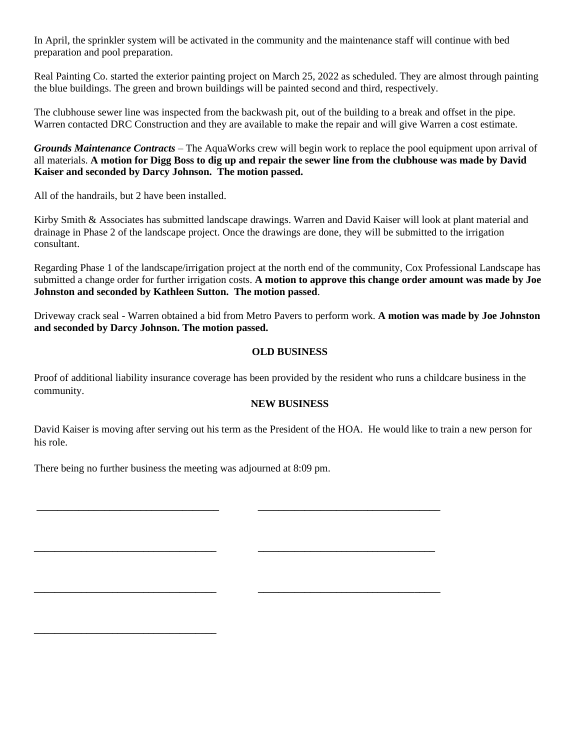In April, the sprinkler system will be activated in the community and the maintenance staff will continue with bed preparation and pool preparation.

Real Painting Co. started the exterior painting project on March 25, 2022 as scheduled. They are almost through painting the blue buildings. The green and brown buildings will be painted second and third, respectively.

The clubhouse sewer line was inspected from the backwash pit, out of the building to a break and offset in the pipe. Warren contacted DRC Construction and they are available to make the repair and will give Warren a cost estimate.

***Grounds Maintenance Contracts*** – The AquaWorks crew will begin work to replace the pool equipment upon arrival of all materials. **A motion for Digg Boss to dig up and repair the sewer line from the clubhouse was made by David Kaiser and seconded by Darcy Johnson. The motion passed.**

All of the handrails, but 2 have been installed.

Kirby Smith & Associates has submitted landscape drawings. Warren and David Kaiser will look at plant material and drainage in Phase 2 of the landscape project. Once the drawings are done, they will be submitted to the irrigation consultant.

Regarding Phase 1 of the landscape/irrigation project at the north end of the community, Cox Professional Landscape has submitted a change order for further irrigation costs. **A motion to approve this change order amount was made by Joe Johnston and seconded by Kathleen Sutton. The motion passed**.

Driveway crack seal - Warren obtained a bid from Metro Pavers to perform work. **A motion was made by Joe Johnston and seconded by Darcy Johnson. The motion passed.**

**OLD BUSINESS**

Proof of additional liability insurance coverage has been provided by the resident who runs a childcare business in the community.

**NEW BUSINESS**

David Kaiser is moving after serving out his term as the President of the HOA. He would like to train a new person for his role.

There being no further business the meeting was adjourned at 8:09 pm.

\_\_\_\_\_\_\_\_\_\_\_\_\_\_\_\_\_\_\_\_\_\_\_\_\_\_\_\_\_\_\_\_\_\_ \_\_\_\_\_\_\_\_\_\_\_\_\_\_\_\_\_\_\_\_\_\_\_\_\_\_\_\_\_\_\_\_\_\_

\_\_\_\_\_\_\_\_\_\_\_\_\_\_\_\_\_\_\_\_\_\_\_\_\_\_\_\_\_\_\_\_\_\_ \_\_\_\_\_\_\_\_\_\_\_\_\_\_\_\_\_\_\_\_\_\_\_\_\_\_\_\_\_\_\_\_\_\_

\_\_\_\_\_\_\_\_\_\_\_\_\_\_\_\_\_\_\_\_\_\_\_\_\_\_\_\_\_\_\_\_\_\_ \_\_\_\_\_\_\_\_\_\_\_\_\_\_\_\_\_\_\_\_\_\_\_\_\_\_\_\_\_\_\_\_\_\_

\_\_\_\_\_\_\_\_\_\_\_\_\_\_\_\_\_\_\_\_\_\_\_\_\_\_\_\_\_\_\_\_\_\_